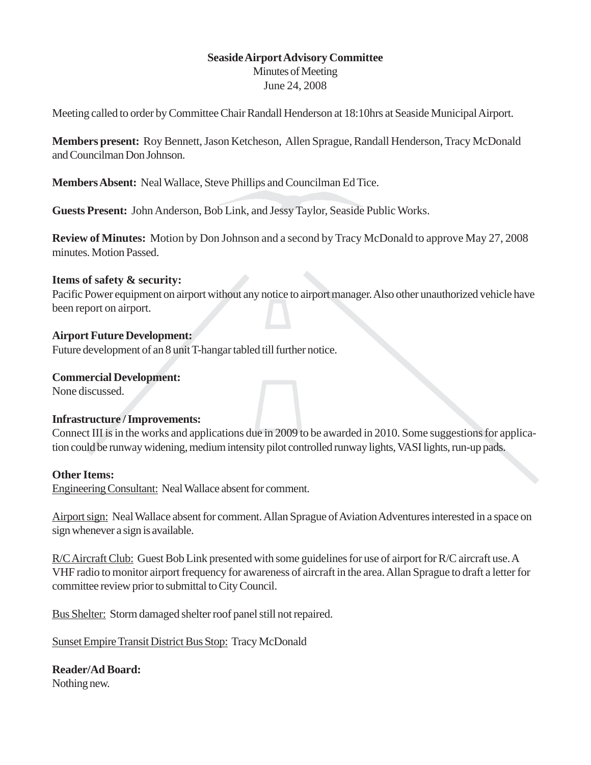**Seaside Airport Advisory Committee**

Minutes of Meeting

June 24, 2008

Meeting called to order by Committee Chair Randall Henderson at 18:10hrs at Seaside Municipal Airport.

**Members present:** Roy Bennett, Jason Ketcheson, Allen Sprague, Randall Henderson, Tracy McDonald and Councilman Don Johnson.

**Members Absent:** Neal Wallace, Steve Phillips and Councilman Ed Tice.

**Guests Present:** John Anderson, Bob Link, and Jessy Taylor, Seaside Public Works.

**Review of Minutes:** Motion by Don Johnson and a second by Tracy McDonald to approve May 27, 2008 minutes. Motion Passed.

**Items of safety & security:**

Pacific Power equipment on airport without any notice to airport manager. Also other unauthorized vehicle have been report on airport.

**Airport Future Development:**

Future development of an 8 unit T-hangar tabled till further notice.

**Commercial Development:**

None discussed.

**Infrastructure / Improvements:**

Connect III is in the works and applications due in 2009 to be awarded in 2010. Some suggestions for application could be runway widening, medium intensity pilot controlled runway lights, VASI lights, run-up pads.

**Other Items:**

Engineering Consultant: Neal Wallace absent for comment.

Airport sign: Neal Wallace absent for comment. Allan Sprague of Aviation Adventures interested in a space on sign whenever a sign is available.

R/C Aircraft Club: Guest Bob Link presented with some guidelines for use of airport for R/C aircraft use. A VHF radio to monitor airport frequency for awareness of aircraft in the area. Allan Sprague to draft a letter for committee review prior to submittal to City Council.

Bus Shelter: Storm damaged shelter roof panel still not repaired.

Sunset Empire Transit District Bus Stop: Tracy McDonald

**Reader/Ad Board:**

Nothing new.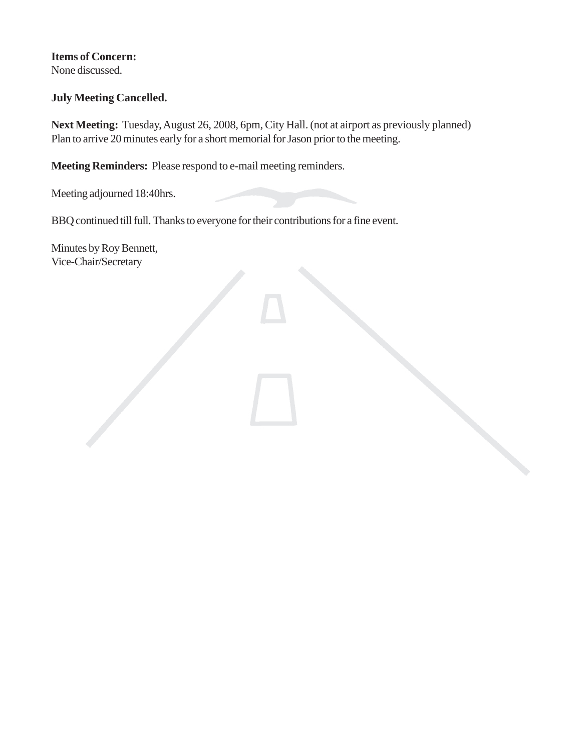**Items of Concern:**
None discussed.

**July Meeting Cancelled.**

**Next Meeting:** Tuesday, August 26, 2008, 6pm, City Hall. (not at airport as previously planned)
Plan to arrive 20 minutes early for a short memorial for Jason prior to the meeting.

**Meeting Reminders:** Please respond to e-mail meeting reminders.

Meeting adjourned 18:40hrs.

BBQ continued till full. Thanks to everyone for their contributions for a fine event.

Minutes by Roy Bennett,
Vice-Chair/Secretary